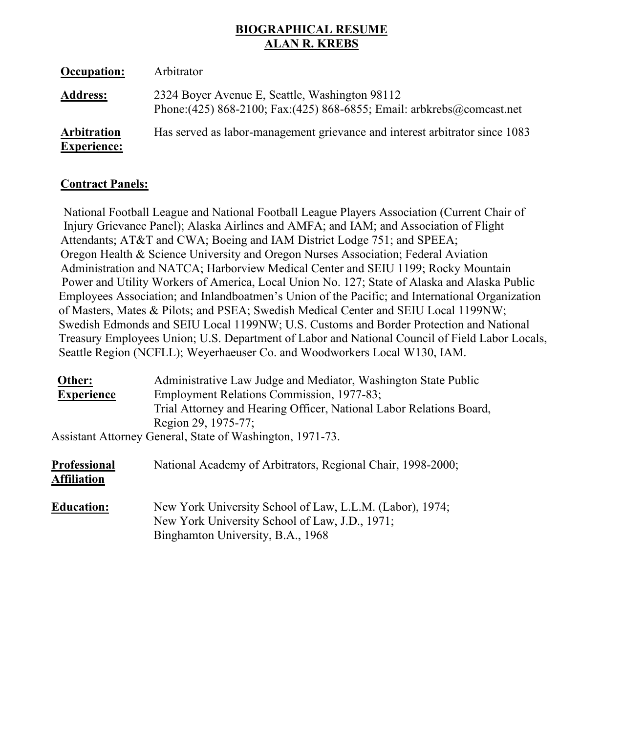# BIOGRAPHICAL RESUME
# ALAN R. KREBS

**Occupation:** Arbitrator

**Address:** 2324 Boyer Avenue E, Seattle, Washington 98112
Phone:(425) 868-2100; Fax:(425) 868-6855; Email: arbkrebs@comcast.net

**Arbitration Experience:** Has served as labor-management grievance and interest arbitrator since 1083

**Contract Panels:**

National Football League and National Football League Players Association (Current Chair of Injury Grievance Panel); Alaska Airlines and AMFA; and IAM; and Association of Flight Attendants; AT&T and CWA; Boeing and IAM District Lodge 751; and SPEEA; Oregon Health & Science University and Oregon Nurses Association; Federal Aviation Administration and NATCA; Harborview Medical Center and SEIU 1199; Rocky Mountain Power and Utility Workers of America, Local Union No. 127; State of Alaska and Alaska Public Employees Association; and Inlandboatmen's Union of the Pacific; and International Organization of Masters, Mates & Pilots; and PSEA; Swedish Medical Center and SEIU Local 1199NW; Swedish Edmonds and SEIU Local 1199NW; U.S. Customs and Border Protection and National Treasury Employees Union; U.S. Department of Labor and National Council of Field Labor Locals, Seattle Region (NCFLL); Weyerhaeuser Co. and Woodworkers Local W130, IAM.

**Other: Experience** Administrative Law Judge and Mediator, Washington State Public Employment Relations Commission, 1977-83;
Trial Attorney and Hearing Officer, National Labor Relations Board, Region 29, 1975-77;
Assistant Attorney General, State of Washington, 1971-73.

**Professional Affiliation** National Academy of Arbitrators, Regional Chair, 1998-2000;

**Education:** New York University School of Law, L.L.M. (Labor), 1974;
New York University School of Law, J.D., 1971;
Binghamton University, B.A., 1968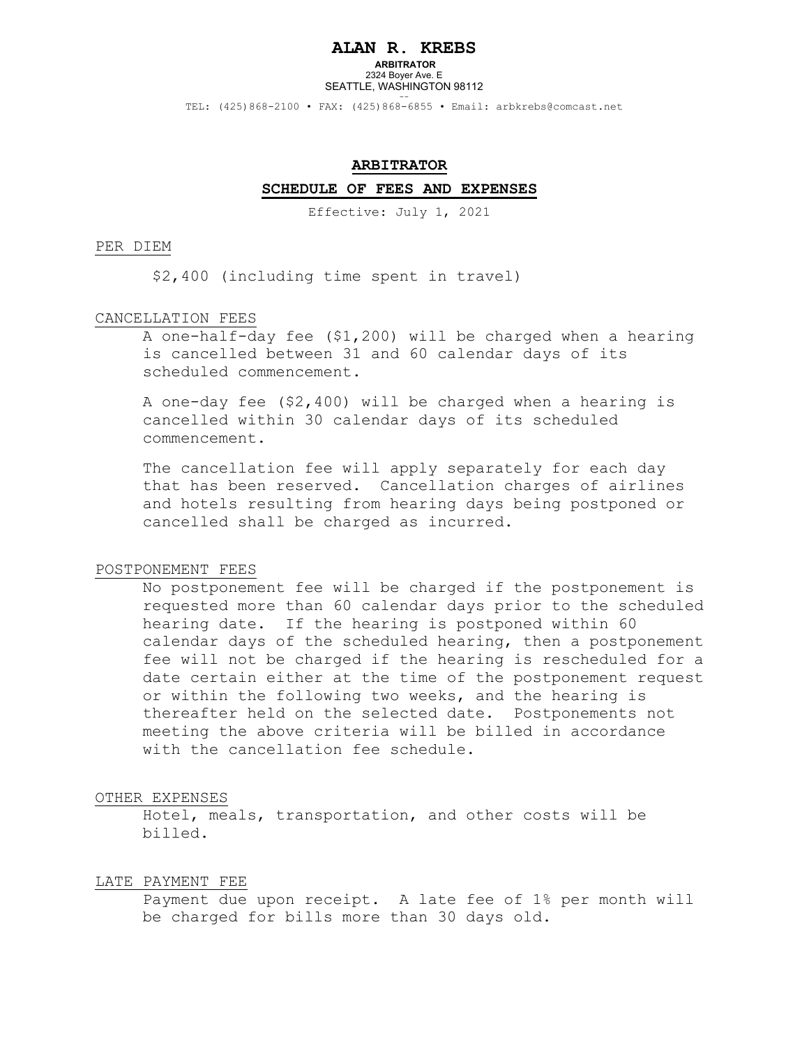# ALAN R. KREBS

**ARBITRATOR**
2324 Boyer Ave. E
SEATTLE, WASHINGTON 98112
--
TEL: (425)868-2100 • FAX: (425)868-6855 • Email: arbkrebs@comcast.net

## ARBITRATOR

## SCHEDULE OF FEES AND EXPENSES

Effective: July 1, 2021

### PER DIEM

$2,400 (including time spent in travel)

### CANCELLATION FEES

A one-half-day fee ($1,200) will be charged when a hearing is cancelled between 31 and 60 calendar days of its scheduled commencement.

A one-day fee ($2,400) will be charged when a hearing is cancelled within 30 calendar days of its scheduled commencement.

The cancellation fee will apply separately for each day that has been reserved. Cancellation charges of airlines and hotels resulting from hearing days being postponed or cancelled shall be charged as incurred.

### POSTPONEMENT FEES

No postponement fee will be charged if the postponement is requested more than 60 calendar days prior to the scheduled hearing date. If the hearing is postponed within 60 calendar days of the scheduled hearing, then a postponement fee will not be charged if the hearing is rescheduled for a date certain either at the time of the postponement request or within the following two weeks, and the hearing is thereafter held on the selected date. Postponements not meeting the above criteria will be billed in accordance with the cancellation fee schedule.

### OTHER EXPENSES

Hotel, meals, transportation, and other costs will be billed.

### LATE PAYMENT FEE

Payment due upon receipt. A late fee of 1% per month will be charged for bills more than 30 days old.